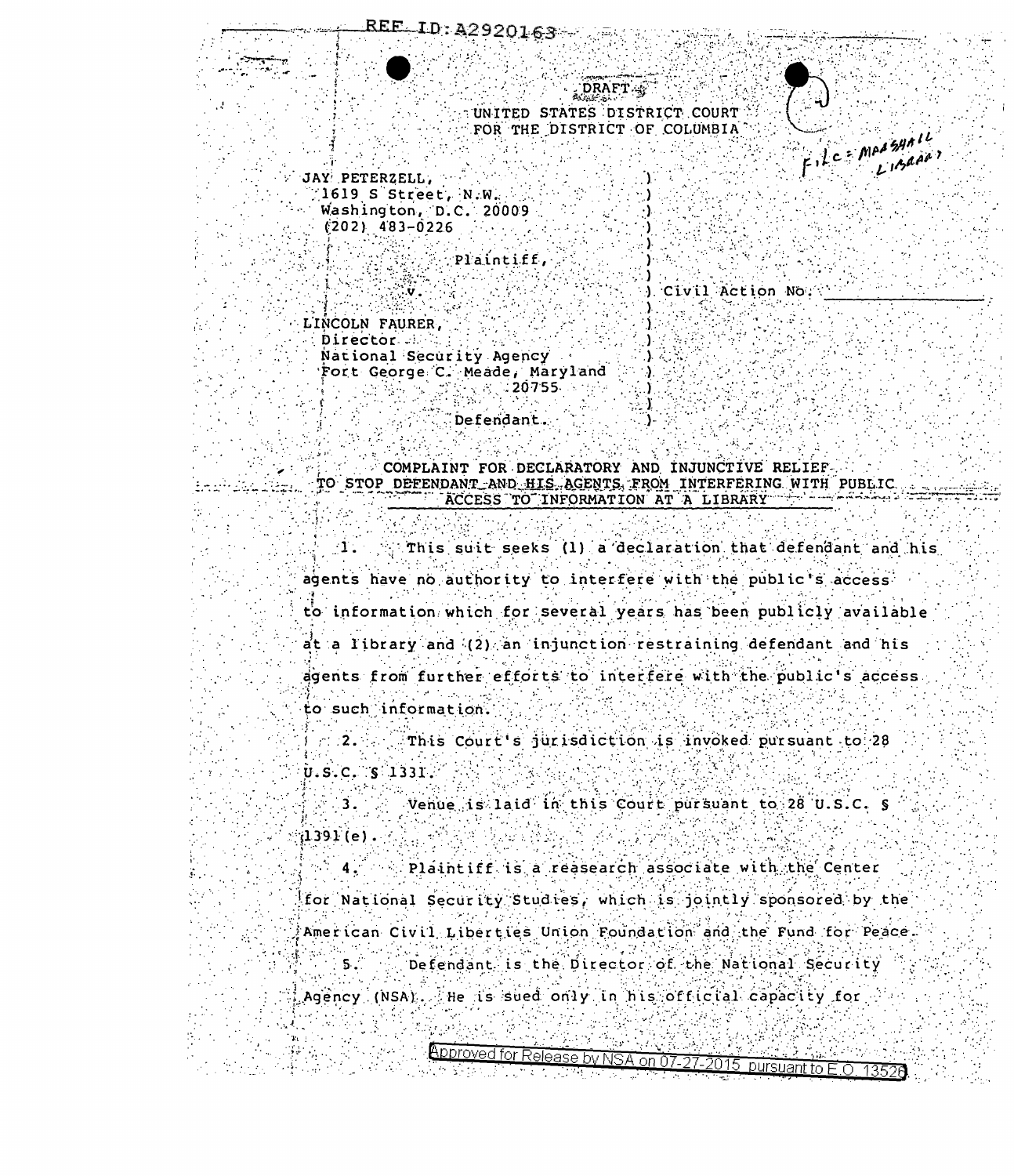REF ID:A2920163

DRAFT

UNITED STATES DISTRICT COURT
FOR THE DISTRICT OF COLUMBIA

File = MARSHALL LIBRARY

JAY PETERZELL,
1619 S Street, N.W.
Washington, D.C. 20009
(202) 483-0226

Plaintiff,

v.

Civil Action No.

LINCOLN FAURER,
Director
National Security Agency
Fort George C. Meade, Maryland
20755

Defendant.

COMPLAINT FOR DECLARATORY AND INJUNCTIVE RELIEF TO STOP DEFENDANT AND HIS AGENTS FROM INTERFERING WITH PUBLIC ACCESS TO INFORMATION AT A LIBRARY

1. This suit seeks (1) a declaration that defendant and his agents have no authority to interfere with the public's access to information which for several years has been publicly available at a library and (2) an injunction restraining defendant and his agents from further efforts to interfere with the public's access to such information.

2. This Court's jurisdiction is invoked pursuant to 28 U.S.C. § 1331.

3. Venue is laid in this Court pursuant to 28 U.S.C. § 1391(e).

4. Plaintiff is a reasearch associate with the Center for National Security Studies, which is jointly sponsored by the American Civil Liberties Union Foundation and the Fund for Peace.

5. Defendant is the Director of the National Security Agency (NSA). He is sued only in his official capacity for

Approved for Release by NSA on 07-27-2015 pursuant to E.O. 13526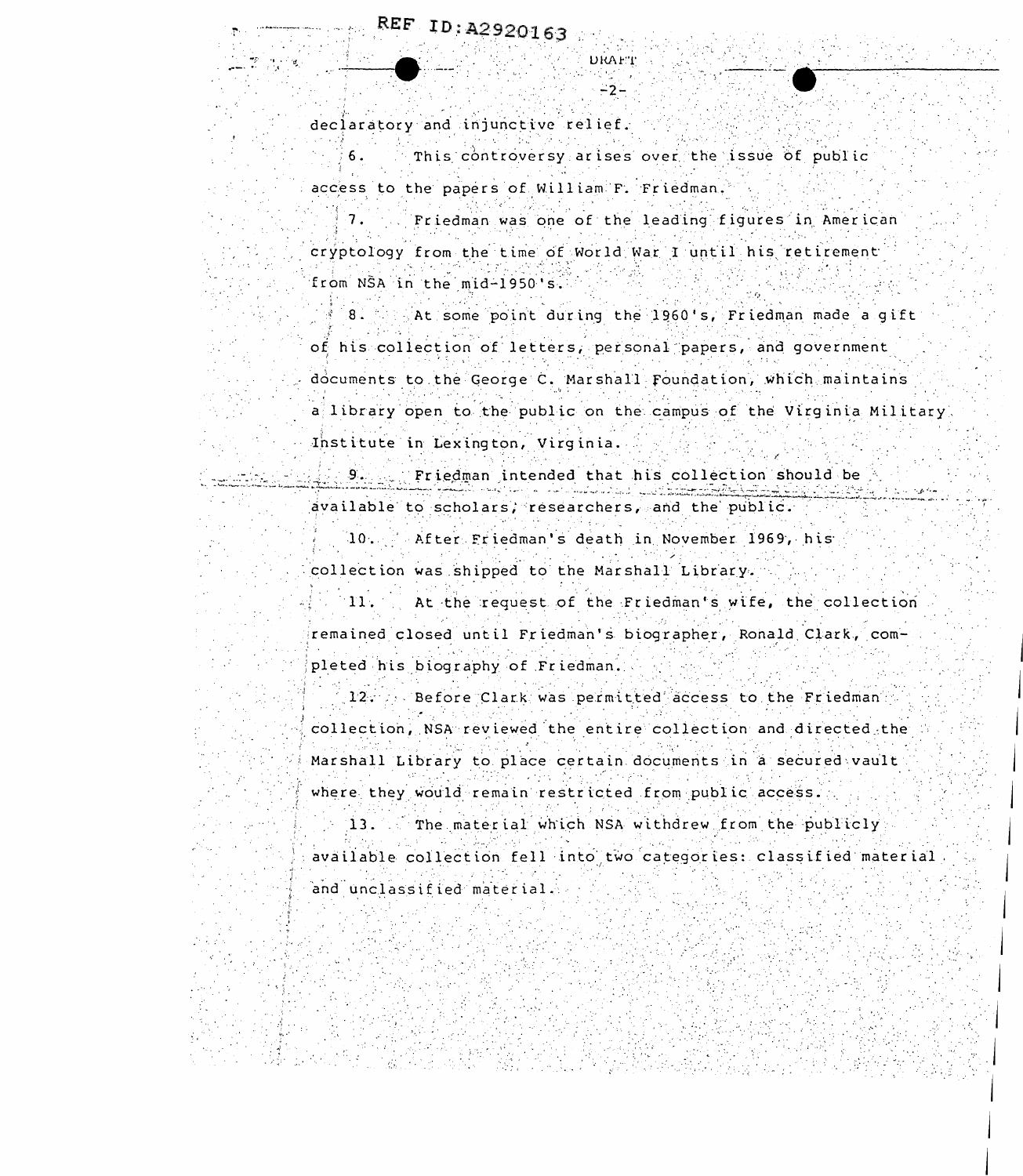declaratory and injunctive relief.

6. This controversy arises over the issue of public access to the papers of William F. Friedman.

7. Friedman was one of the leading figures in American cryptology from the time of World War I until his retirement from NSA in the mid-1950's.

8. At some point during the 1960's, Friedman made a gift of his collection of letters, personal papers, and government documents to the George C. Marshall Foundation, which maintains a library open to the public on the campus of the Virginia Military Institute in Lexington, Virginia.

9. Friedman intended that his collection should be available to scholars, researchers, and the public.

10. After Friedman's death in November 1969, his collection was shipped to the Marshall Library.

11. At the request of the Friedman's wife, the collection remained closed until Friedman's biographer, Ronald Clark, completed his biography of Friedman.

12. Before Clark was permitted access to the Friedman collection, NSA reviewed the entire collection and directed the Marshall Library to place certain documents in a secured vault where they would remain restricted from public access.

13. The material which NSA withdrew from the publicly available collection fell into two categories: classified material and unclassified material.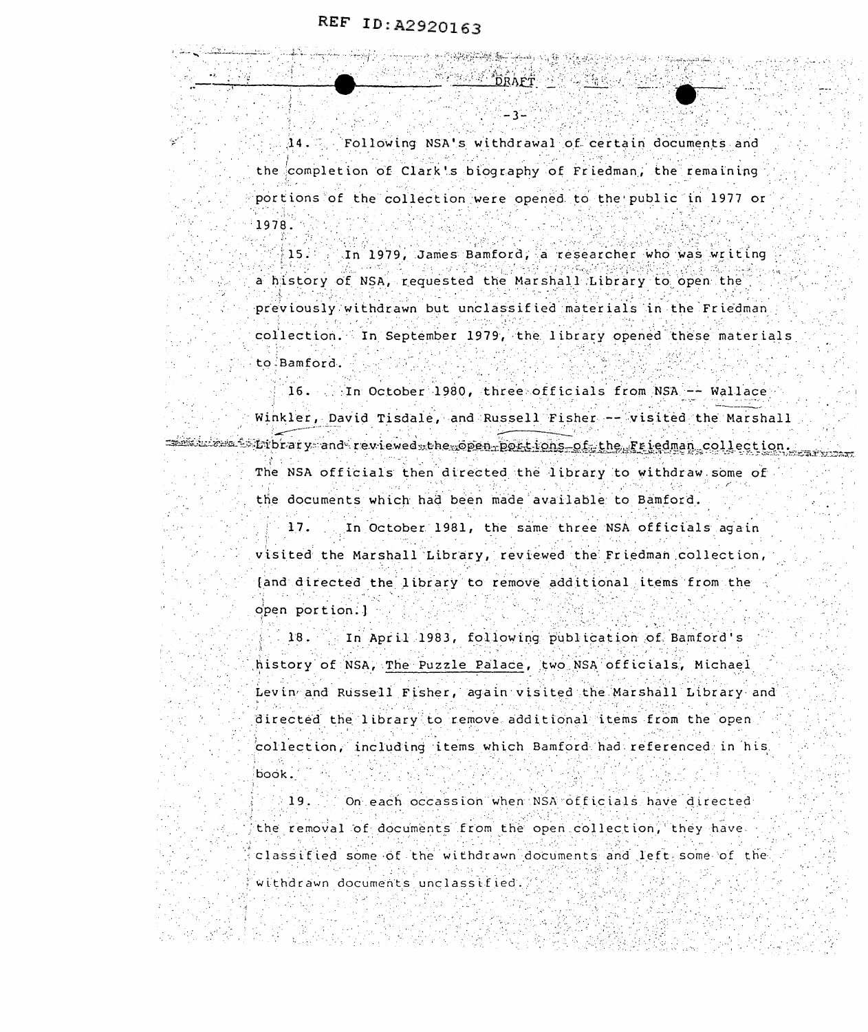REF ID:A2920163

DRAFT

14. Following NSA's withdrawal of certain documents and the completion of Clark's biography of Friedman, the remaining portions of the collection were opened to the public in 1977 or 1978.

15. In 1979, James Bamford, a researcher who was writing a history of NSA, requested the Marshall Library to open the previously withdrawn but unclassified materials in the Friedman collection. In September 1979, the library opened these materials to Bamford.

16. In October 1980, three officials from NSA -- Wallace Winkler, David Tisdale, and Russell Fisher -- visited the Marshall Library and reviewed the open portions of the Friedman collection. The NSA officials then directed the library to withdraw some of the documents which had been made available to Bamford.

17. In October 1981, the same three NSA officials again visited the Marshall Library, reviewed the Friedman collection, [and directed the library to remove additional items from the open portion.]

18. In April 1983, following publication of Bamford's history of NSA, The Puzzle Palace, two NSA officials, Michael Levin and Russell Fisher, again visited the Marshall Library and directed the library to remove additional items from the open collection, including items which Bamford had referenced in his book.

19. On each occassion when NSA officials have directed the removal of documents from the open collection, they have classified some of the withdrawn documents and left some of the withdrawn documents unclassified.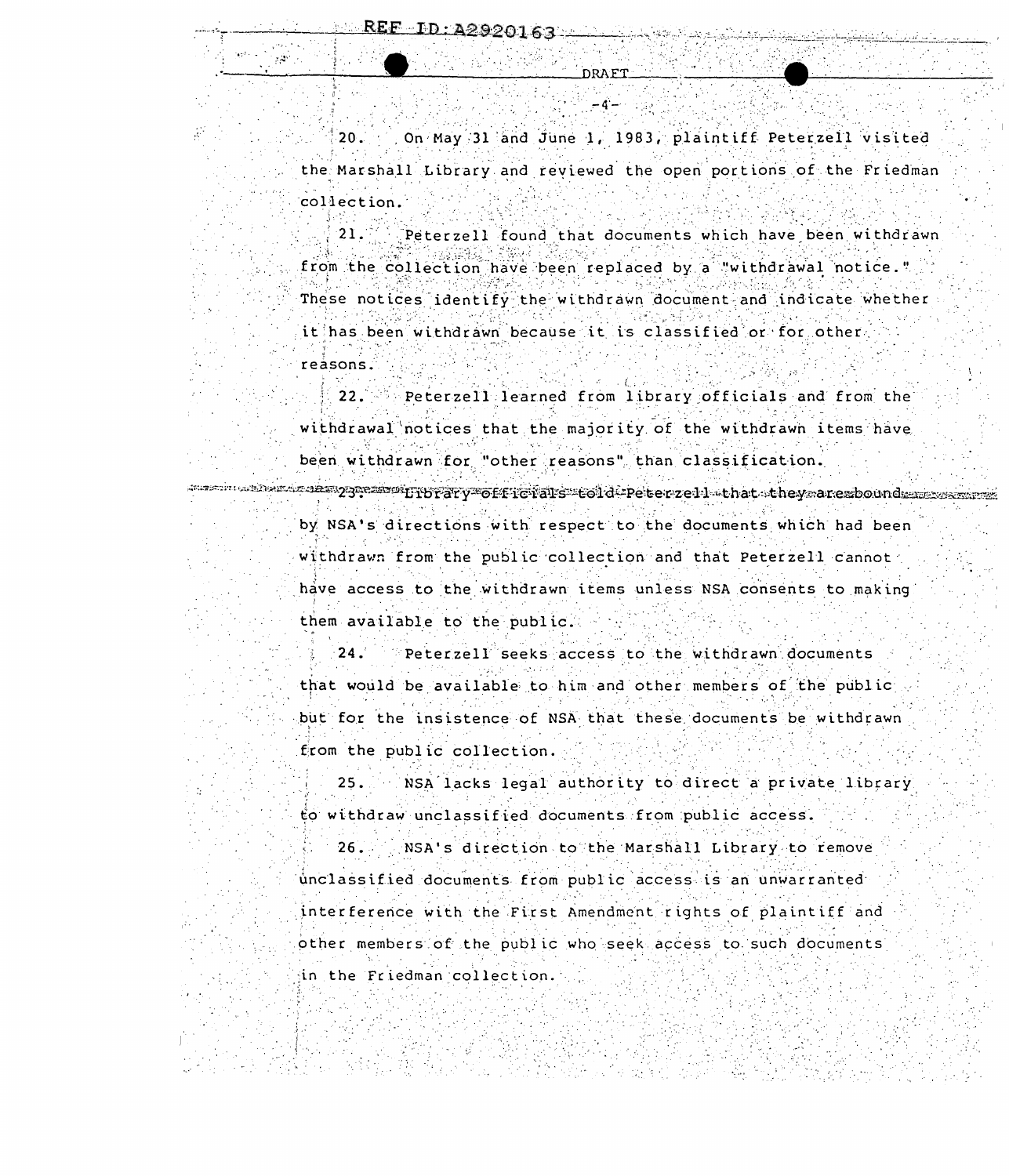20. On May 31 and June 1, 1983, plaintiff Peterzell visited the Marshall Library and reviewed the open portions of the Friedman collection.

21. Peterzell found that documents which have been withdrawn from the collection have been replaced by a "withdrawal notice." These notices identify the withdrawn document and indicate whether it has been withdrawn because it is classified or for other reasons.

22. Peterzell learned from library officials and from the withdrawal notices that the majority of the withdrawn items have been withdrawn for "other reasons" than classification.

23. Library officials told Peterzell that they are bound by NSA's directions with respect to the documents which had been withdrawn from the public collection and that Peterzell cannot have access to the withdrawn items unless NSA consents to making them available to the public.

24. Peterzell seeks access to the withdrawn documents that would be available to him and other members of the public but for the insistence of NSA that these documents be withdrawn from the public collection.

25. NSA lacks legal authority to direct a private library to withdraw unclassified documents from public access.

26. NSA's direction to the Marshall Library to remove unclassified documents from public access is an unwarranted interference with the First Amendment rights of plaintiff and other members of the public who seek access to such documents in the Friedman collection.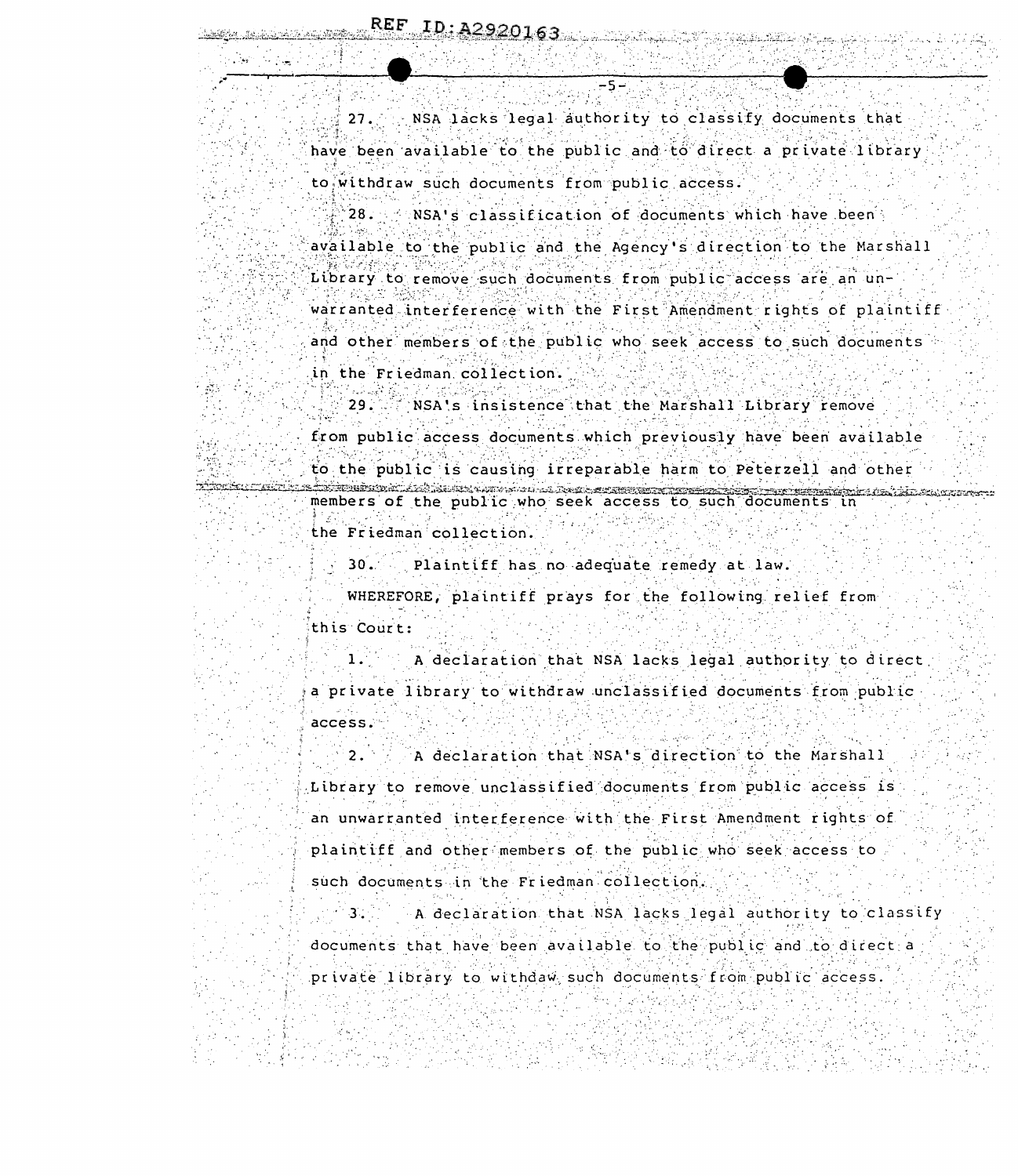27. NSA lacks legal authority to classify documents that have been available to the public and to direct a private library to withdraw such documents from public access.

28. NSA's classification of documents which have been available to the public and the Agency's direction to the Marshall Library to remove such documents from public access are an unwarranted interference with the First Amendment rights of plaintiff and other members of the public who seek access to such documents in the Friedman collection.

29. NSA's insistence that the Marshall Library remove from public access documents which previously have been available to the public is causing irreparable harm to Peterzell and other members of the public who seek access to such documents in the Friedman collection.

30. Plaintiff has no adequate remedy at law.

WHEREFORE, plaintiff prays for the following relief from this Court:

1. A declaration that NSA lacks legal authority to direct a private library to withdraw unclassified documents from public access.

2. A declaration that NSA's direction to the Marshall Library to remove unclassified documents from public access is an unwarranted interference with the First Amendment rights of plaintiff and other members of the public who seek access to such documents in the Friedman collection.

3. A declaration that NSA lacks legal authority to classify documents that have been available to the public and to direct a private library to withdaw such documents from public access.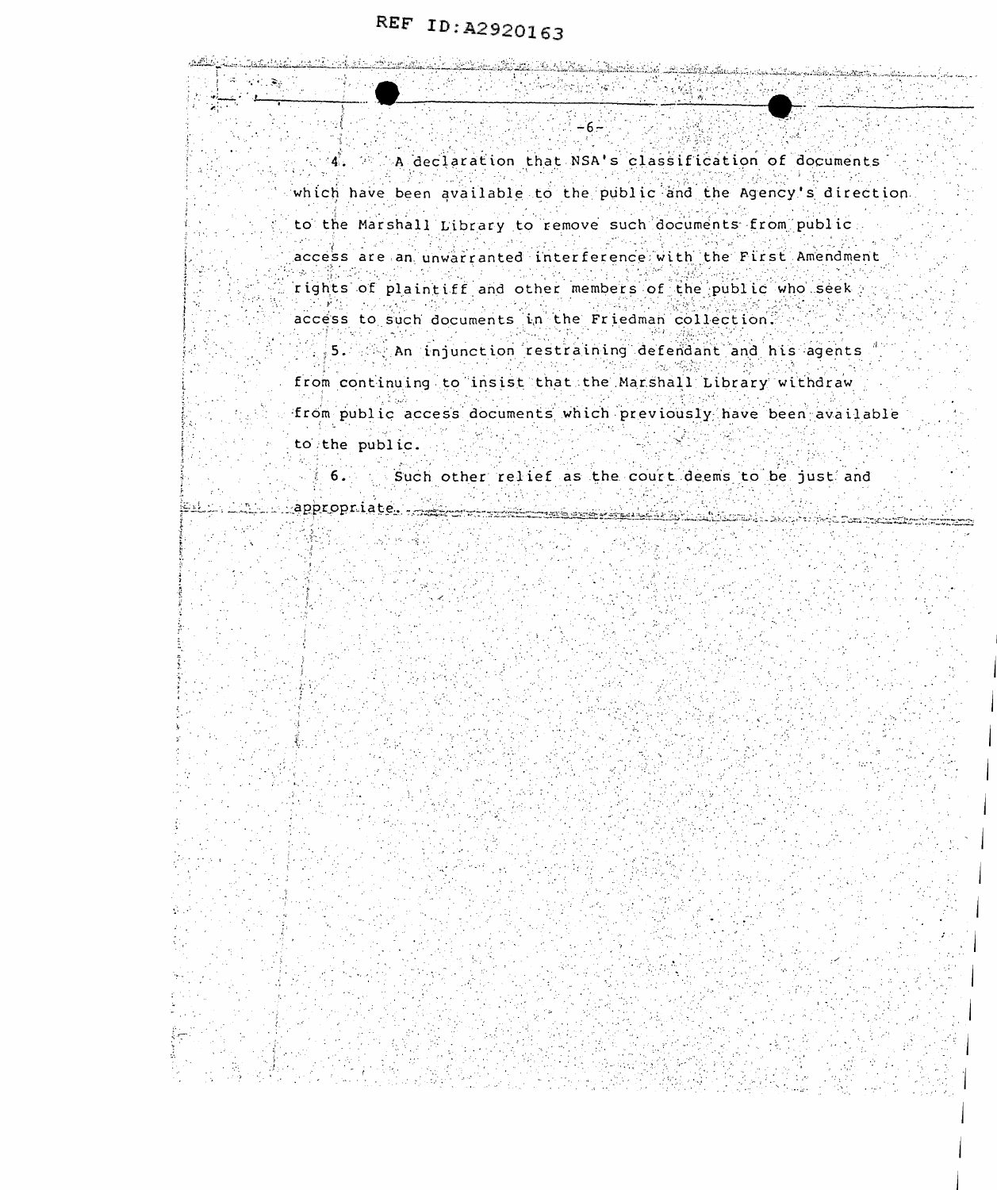4. A declaration that NSA's classification of documents which have been available to the public and the Agency's direction to the Marshall Library to remove such documents from public access are an unwarranted interference with the First Amendment rights of plaintiff and other members of the public who seek access to such documents in the Friedman collection.

5. An injunction restraining defendant and his agents from continuing to insist that the Marshall Library withdraw from public access documents which previously have been available to the public.

6. Such other relief as the court deems to be just and appropriate.